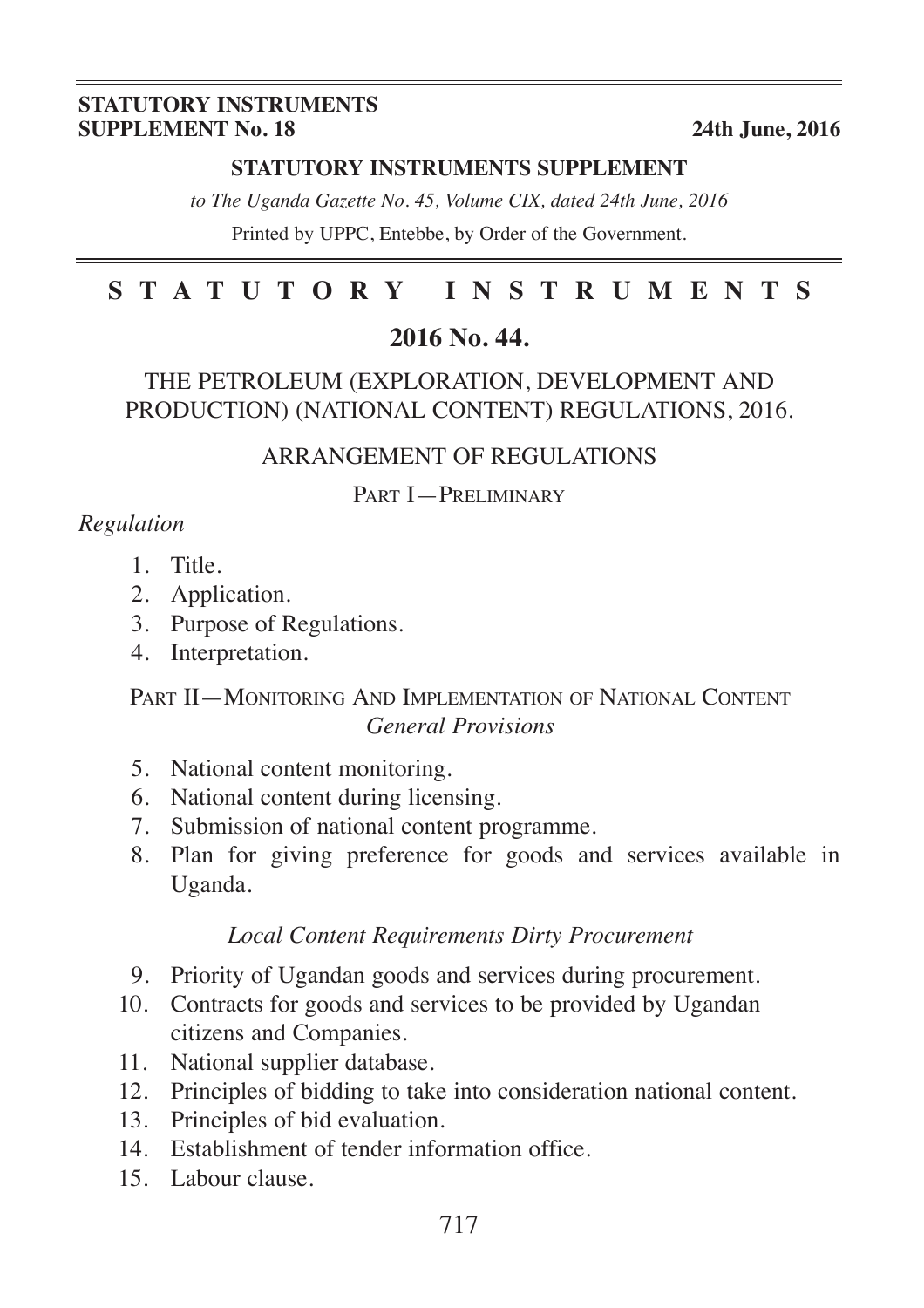**STATUTORY INSTRUMENTS SUPPLEMENT No. 18** **24th June, 2016**

**STATUTORY INSTRUMENTS SUPPLEMENT**

*to The Uganda Gazette No. 45, Volume CIX, dated 24th June, 2016*

Printed by UPPC, Entebbe, by Order of the Government.

# S T A T U T O R Y I N S T R U M E N T S

## 2016 No. 44.

## THE PETROLEUM (EXPLORATION, DEVELOPMENT AND PRODUCTION) (NATIONAL CONTENT) REGULATIONS, 2016.

### ARRANGEMENT OF REGULATIONS

PART I—PRELIMINARY

*Regulation*

1. Title.
2. Application.
3. Purpose of Regulations.
4. Interpretation.

PART II—MONITORING AND IMPLEMENTATION OF NATIONAL CONTENT

*General Provisions*

5. National content monitoring.
6. National content during licensing.
7. Submission of national content programme.
8. Plan for giving preference for goods and services available in Uganda.

*Local Content Requirements Dirty Procurement*

9. Priority of Ugandan goods and services during procurement.
10. Contracts for goods and services to be provided by Ugandan citizens and Companies.
11. National supplier database.
12. Principles of bidding to take into consideration national content.
13. Principles of bid evaluation.
14. Establishment of tender information office.
15. Labour clause.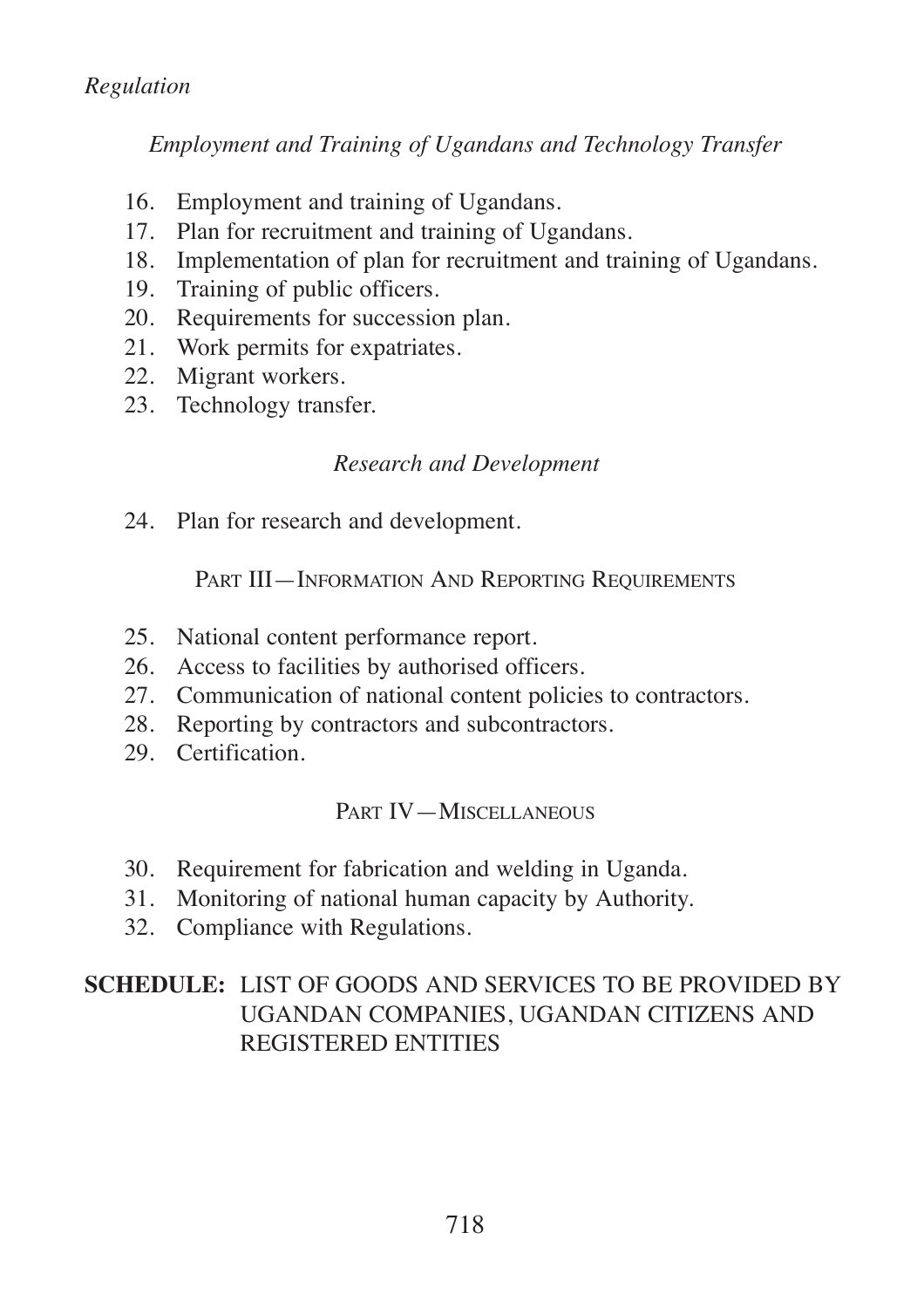*Regulation*

*Employment and Training of Ugandans and Technology Transfer*

16. Employment and training of Ugandans.
17. Plan for recruitment and training of Ugandans.
18. Implementation of plan for recruitment and training of Ugandans.
19. Training of public officers.
20. Requirements for succession plan.
21. Work permits for expatriates.
22. Migrant workers.
23. Technology transfer.

*Research and Development*

24. Plan for research and development.

PART III—INFORMATION AND REPORTING REQUIREMENTS

25. National content performance report.
26. Access to facilities by authorised officers.
27. Communication of national content policies to contractors.
28. Reporting by contractors and subcontractors.
29. Certification.

PART IV—MISCELLANEOUS

30. Requirement for fabrication and welding in Uganda.
31. Monitoring of national human capacity by Authority.
32. Compliance with Regulations.

**SCHEDULE:** LIST OF GOODS AND SERVICES TO BE PROVIDED BY UGANDAN COMPANIES, UGANDAN CITIZENS AND REGISTERED ENTITIES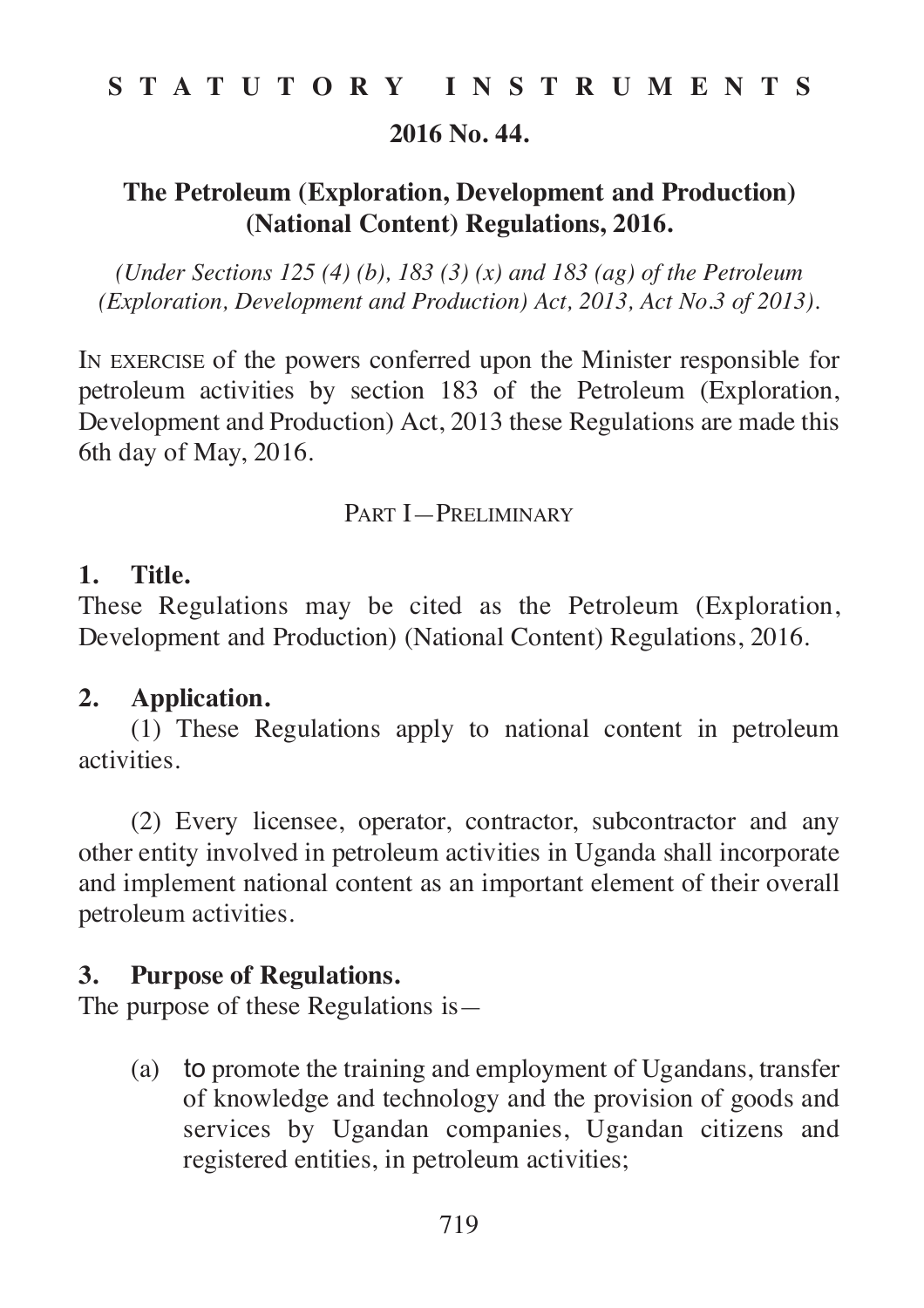**S T A T U T O R Y   I N S T R U M E N T S**

**2016 No. 44.**

## The Petroleum (Exploration, Development and Production) (National Content) Regulations, 2016.

*(Under Sections 125 (4) (b), 183 (3) (x) and 183 (ag) of the Petroleum (Exploration, Development and Production) Act, 2013, Act No.3 of 2013).*

IN EXERCISE of the powers conferred upon the Minister responsible for petroleum activities by section 183 of the Petroleum (Exploration, Development and Production) Act, 2013 these Regulations are made this 6th day of May, 2016.

PART I—PRELIMINARY

**1. Title.**
These Regulations may be cited as the Petroleum (Exploration, Development and Production) (National Content) Regulations, 2016.

**2. Application.**

(1) These Regulations apply to national content in petroleum activities.

(2) Every licensee, operator, contractor, subcontractor and any other entity involved in petroleum activities in Uganda shall incorporate and implement national content as an important element of their overall petroleum activities.

**3. Purpose of Regulations.**
The purpose of these Regulations is—

(a) to promote the training and employment of Ugandans, transfer of knowledge and technology and the provision of goods and services by Ugandan companies, Ugandan citizens and registered entities, in petroleum activities;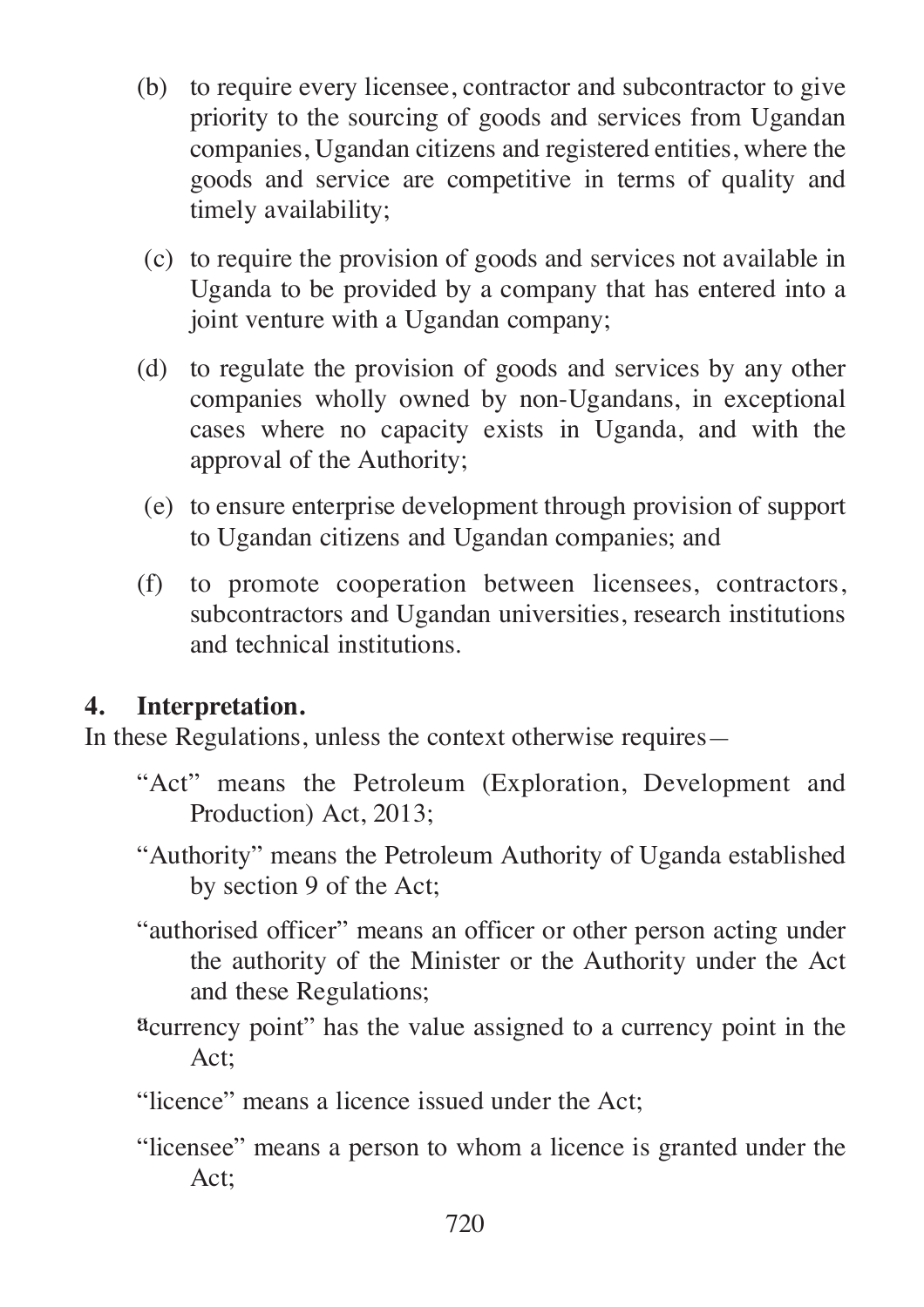(b) to require every licensee, contractor and subcontractor to give priority to the sourcing of goods and services from Ugandan companies, Ugandan citizens and registered entities, where the goods and service are competitive in terms of quality and timely availability;

(c) to require the provision of goods and services not available in Uganda to be provided by a company that has entered into a joint venture with a Ugandan company;

(d) to regulate the provision of goods and services by any other companies wholly owned by non-Ugandans, in exceptional cases where no capacity exists in Uganda, and with the approval of the Authority;

(e) to ensure enterprise development through provision of support to Ugandan citizens and Ugandan companies; and

(f) to promote cooperation between licensees, contractors, subcontractors and Ugandan universities, research institutions and technical institutions.

## 4. Interpretation.

In these Regulations, unless the context otherwise requires—

"Act" means the Petroleum (Exploration, Development and Production) Act, 2013;

"Authority" means the Petroleum Authority of Uganda established by section 9 of the Act;

"authorised officer" means an officer or other person acting under the authority of the Minister or the Authority under the Act and these Regulations;

"currency point" has the value assigned to a currency point in the Act;

"licence" means a licence issued under the Act;

"licensee" means a person to whom a licence is granted under the Act;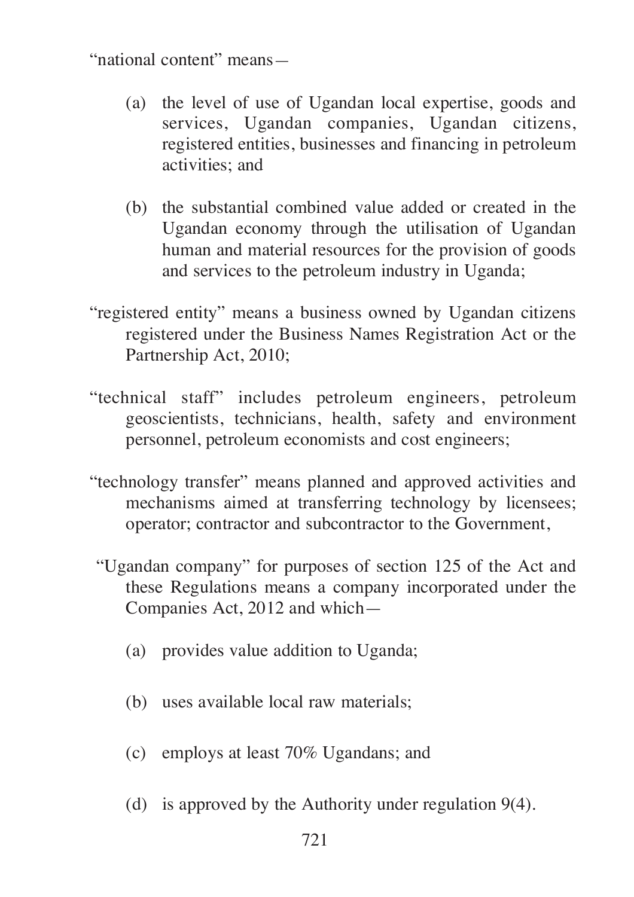"national content" means—

(a) the level of use of Ugandan local expertise, goods and services, Ugandan companies, Ugandan citizens, registered entities, businesses and financing in petroleum activities; and

(b) the substantial combined value added or created in the Ugandan economy through the utilisation of Ugandan human and material resources for the provision of goods and services to the petroleum industry in Uganda;

"registered entity" means a business owned by Ugandan citizens registered under the Business Names Registration Act or the Partnership Act, 2010;

"technical staff" includes petroleum engineers, petroleum geoscientists, technicians, health, safety and environment personnel, petroleum economists and cost engineers;

"technology transfer" means planned and approved activities and mechanisms aimed at transferring technology by licensees; operator; contractor and subcontractor to the Government,

"Ugandan company" for purposes of section 125 of the Act and these Regulations means a company incorporated under the Companies Act, 2012 and which—

(a) provides value addition to Uganda;

(b) uses available local raw materials;

(c) employs at least 70% Ugandans; and

(d) is approved by the Authority under regulation 9(4).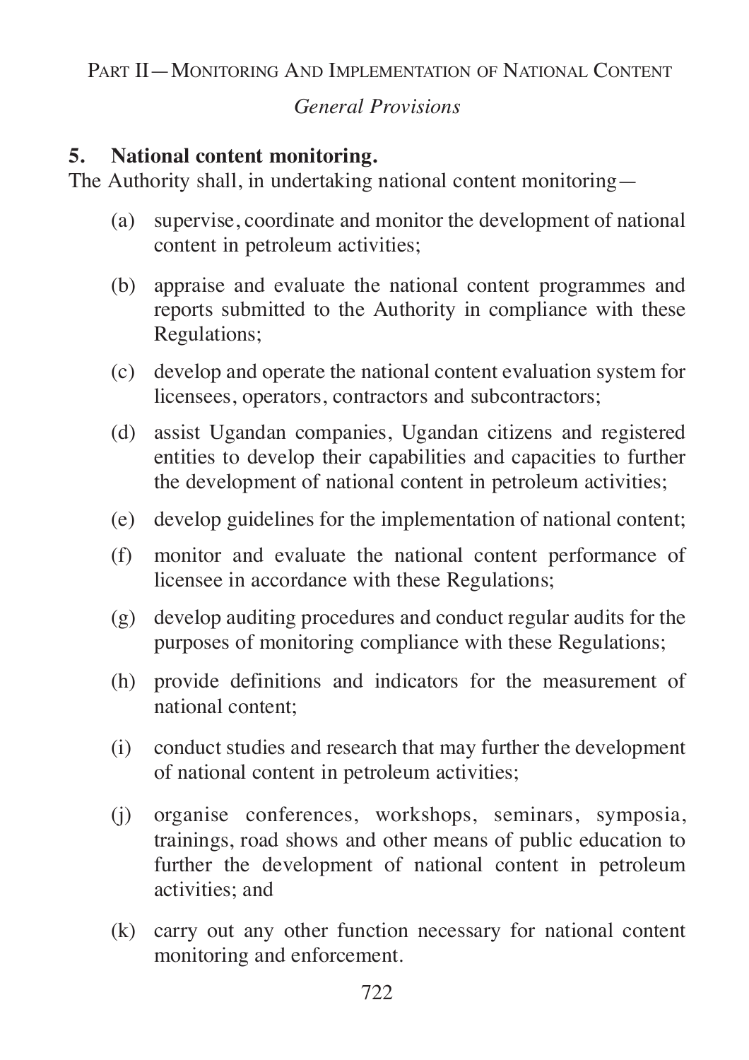## Part II—Monitoring And Implementation of National Content

*General Provisions*

### 5. National content monitoring.

The Authority shall, in undertaking national content monitoring—

(a) supervise, coordinate and monitor the development of national content in petroleum activities;

(b) appraise and evaluate the national content programmes and reports submitted to the Authority in compliance with these Regulations;

(c) develop and operate the national content evaluation system for licensees, operators, contractors and subcontractors;

(d) assist Ugandan companies, Ugandan citizens and registered entities to develop their capabilities and capacities to further the development of national content in petroleum activities;

(e) develop guidelines for the implementation of national content;

(f) monitor and evaluate the national content performance of licensee in accordance with these Regulations;

(g) develop auditing procedures and conduct regular audits for the purposes of monitoring compliance with these Regulations;

(h) provide definitions and indicators for the measurement of national content;

(i) conduct studies and research that may further the development of national content in petroleum activities;

(j) organise conferences, workshops, seminars, symposia, trainings, road shows and other means of public education to further the development of national content in petroleum activities; and

(k) carry out any other function necessary for national content monitoring and enforcement.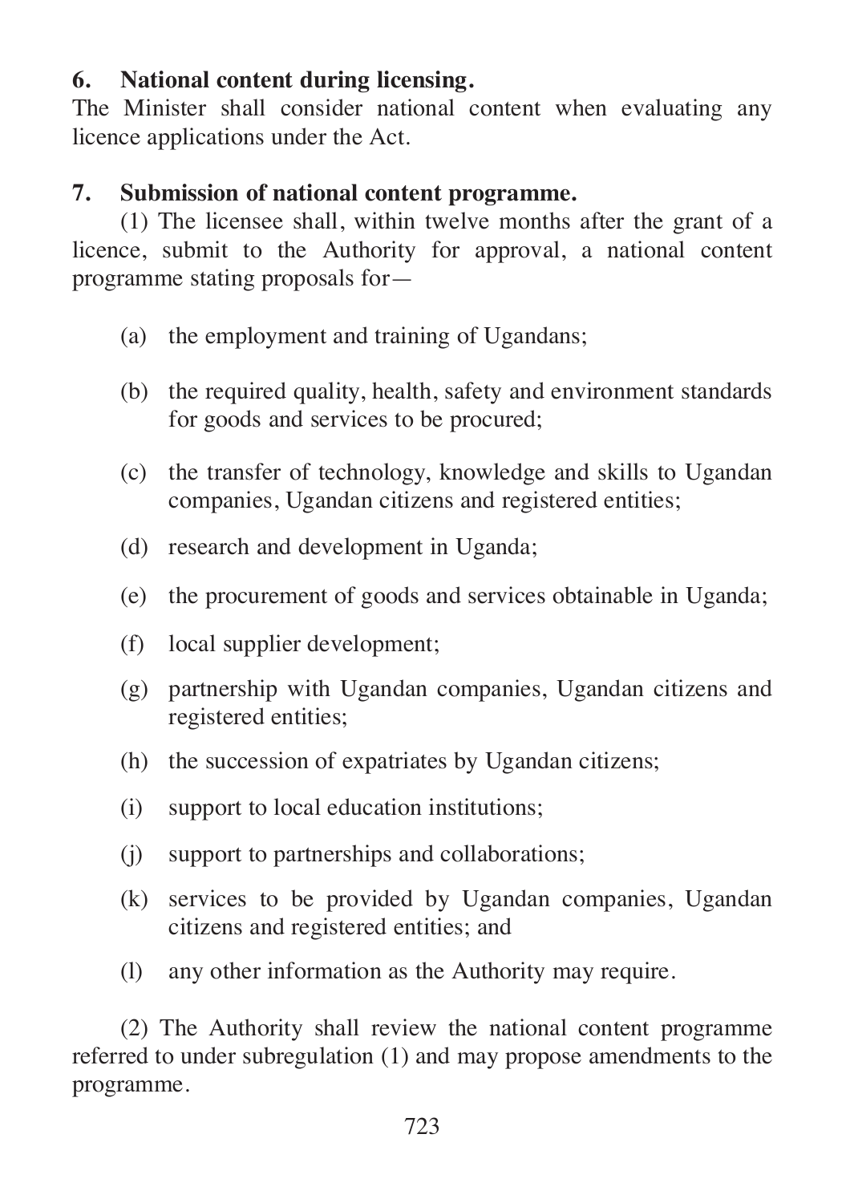**6. National content during licensing.**

The Minister shall consider national content when evaluating any licence applications under the Act.

**7. Submission of national content programme.**

(1) The licensee shall, within twelve months after the grant of a licence, submit to the Authority for approval, a national content programme stating proposals for—

(a) the employment and training of Ugandans;

(b) the required quality, health, safety and environment standards for goods and services to be procured;

(c) the transfer of technology, knowledge and skills to Ugandan companies, Ugandan citizens and registered entities;

(d) research and development in Uganda;

(e) the procurement of goods and services obtainable in Uganda;

(f) local supplier development;

(g) partnership with Ugandan companies, Ugandan citizens and registered entities;

(h) the succession of expatriates by Ugandan citizens;

(i) support to local education institutions;

(j) support to partnerships and collaborations;

(k) services to be provided by Ugandan companies, Ugandan citizens and registered entities; and

(l) any other information as the Authority may require.

(2) The Authority shall review the national content programme referred to under subregulation (1) and may propose amendments to the programme.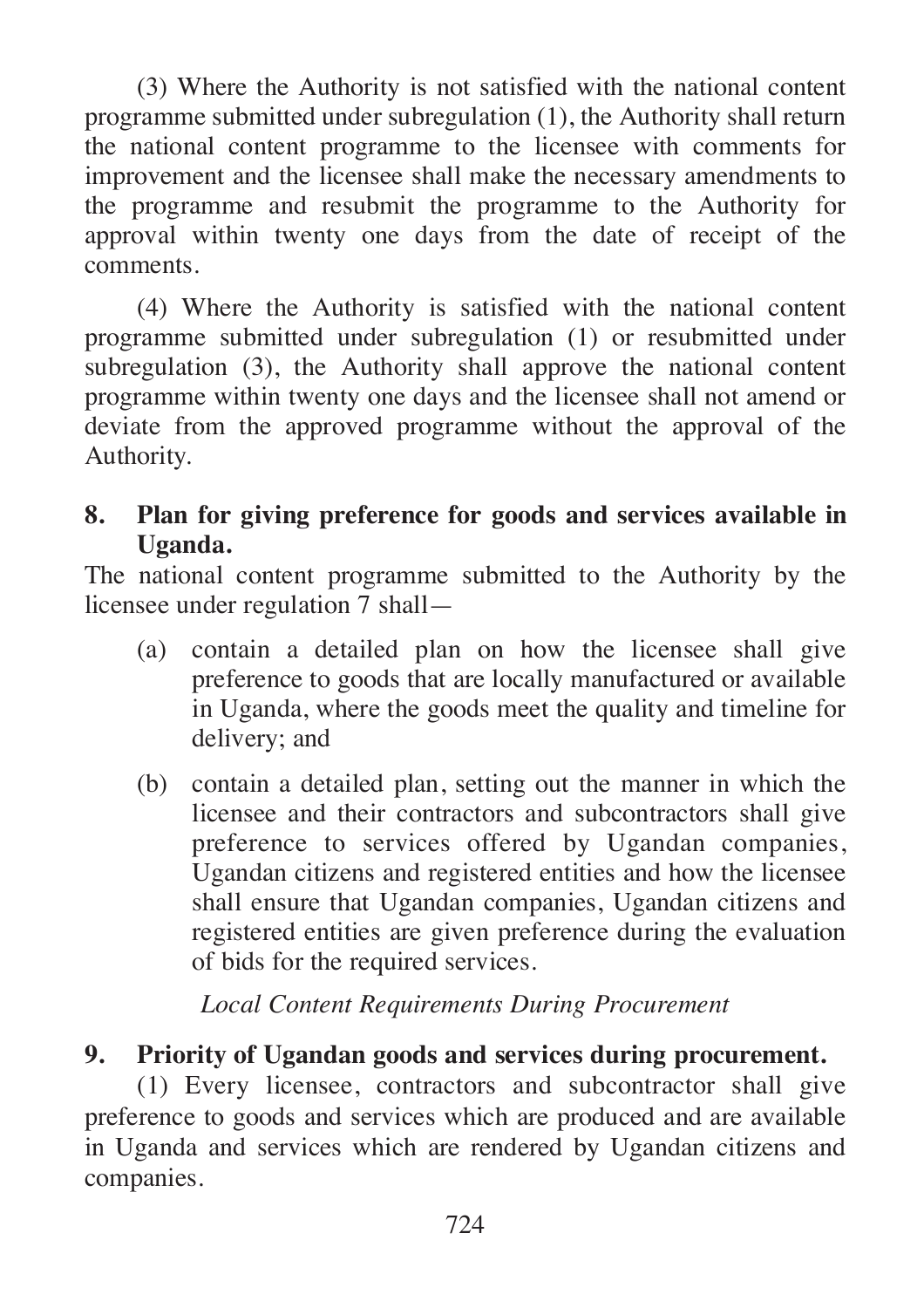(3) Where the Authority is not satisfied with the national content programme submitted under subregulation (1), the Authority shall return the national content programme to the licensee with comments for improvement and the licensee shall make the necessary amendments to the programme and resubmit the programme to the Authority for approval within twenty one days from the date of receipt of the comments.

(4) Where the Authority is satisfied with the national content programme submitted under subregulation (1) or resubmitted under subregulation (3), the Authority shall approve the national content programme within twenty one days and the licensee shall not amend or deviate from the approved programme without the approval of the Authority.

**8. Plan for giving preference for goods and services available in Uganda.**

The national content programme submitted to the Authority by the licensee under regulation 7 shall—

(a) contain a detailed plan on how the licensee shall give preference to goods that are locally manufactured or available in Uganda, where the goods meet the quality and timeline for delivery; and

(b) contain a detailed plan, setting out the manner in which the licensee and their contractors and subcontractors shall give preference to services offered by Ugandan companies, Ugandan citizens and registered entities and how the licensee shall ensure that Ugandan companies, Ugandan citizens and registered entities are given preference during the evaluation of bids for the required services.

*Local Content Requirements During Procurement*

**9. Priority of Ugandan goods and services during procurement.**

(1) Every licensee, contractors and subcontractor shall give preference to goods and services which are produced and are available in Uganda and services which are rendered by Ugandan citizens and companies.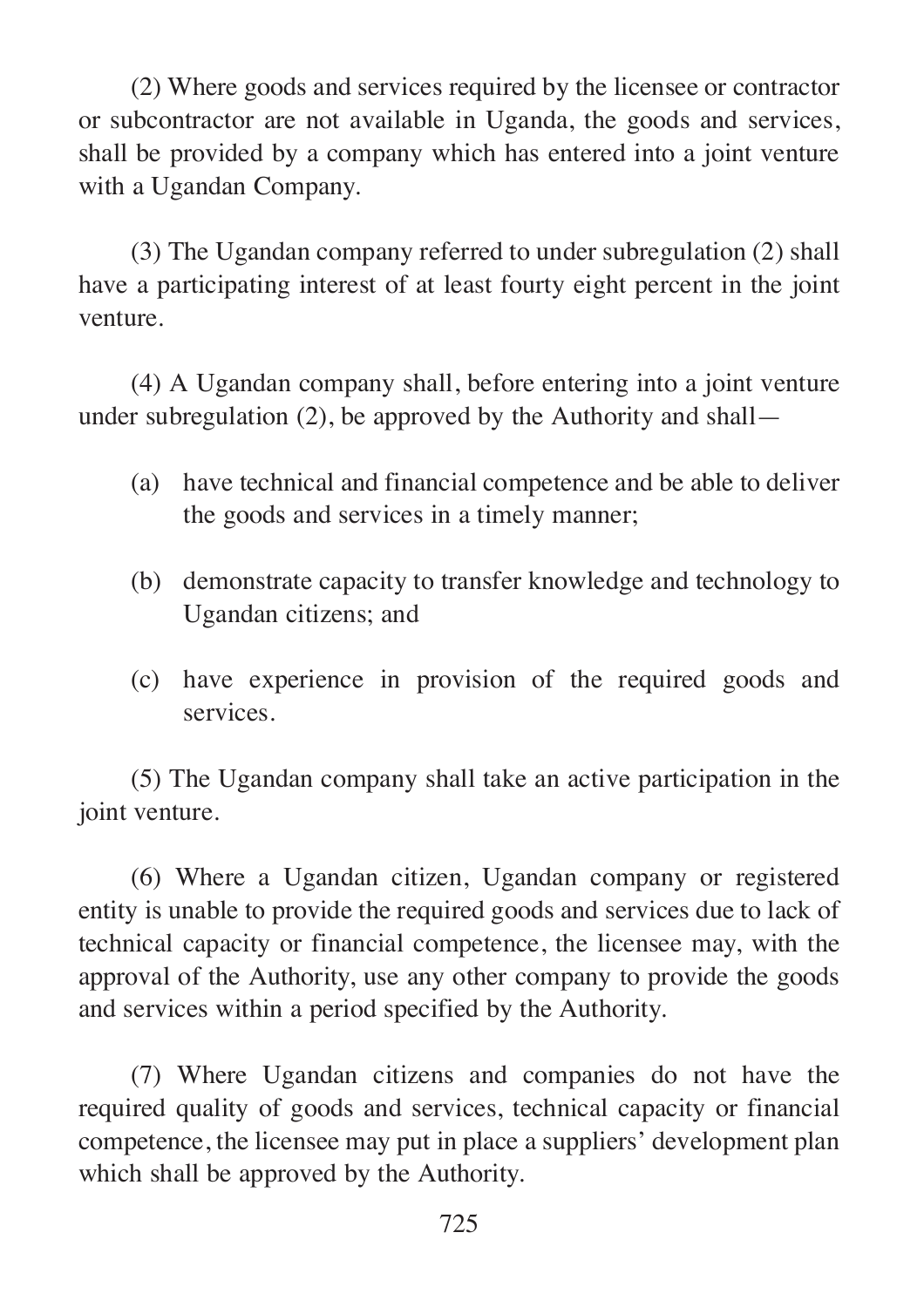(2) Where goods and services required by the licensee or contractor or subcontractor are not available in Uganda, the goods and services, shall be provided by a company which has entered into a joint venture with a Ugandan Company.

(3) The Ugandan company referred to under subregulation (2) shall have a participating interest of at least fourty eight percent in the joint venture.

(4) A Ugandan company shall, before entering into a joint venture under subregulation (2), be approved by the Authority and shall—

(a) have technical and financial competence and be able to deliver the goods and services in a timely manner;

(b) demonstrate capacity to transfer knowledge and technology to Ugandan citizens; and

(c) have experience in provision of the required goods and services.

(5) The Ugandan company shall take an active participation in the joint venture.

(6) Where a Ugandan citizen, Ugandan company or registered entity is unable to provide the required goods and services due to lack of technical capacity or financial competence, the licensee may, with the approval of the Authority, use any other company to provide the goods and services within a period specified by the Authority.

(7) Where Ugandan citizens and companies do not have the required quality of goods and services, technical capacity or financial competence, the licensee may put in place a suppliers' development plan which shall be approved by the Authority.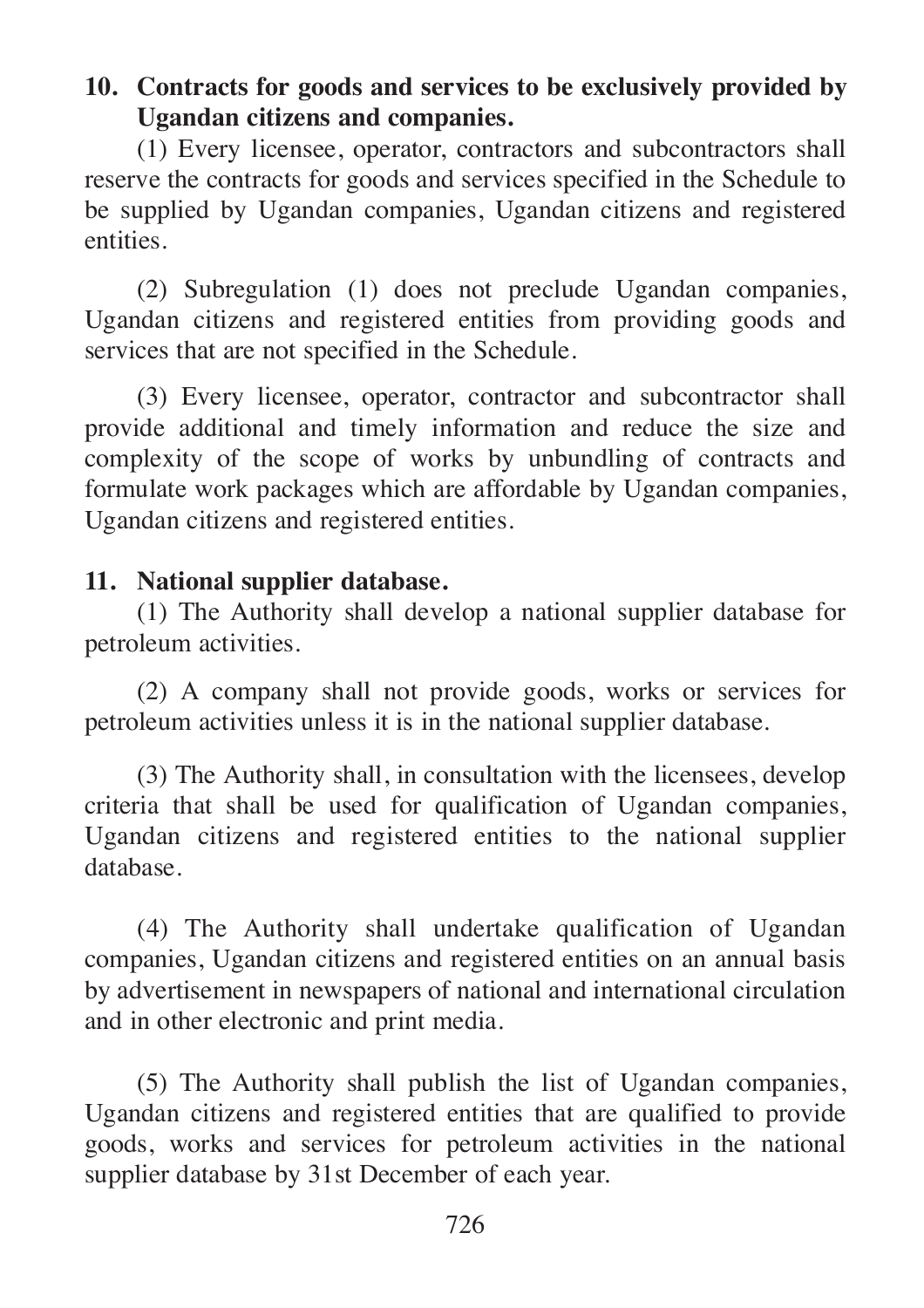**10. Contracts for goods and services to be exclusively provided by Ugandan citizens and companies.**

(1) Every licensee, operator, contractors and subcontractors shall reserve the contracts for goods and services specified in the Schedule to be supplied by Ugandan companies, Ugandan citizens and registered entities.

(2) Subregulation (1) does not preclude Ugandan companies, Ugandan citizens and registered entities from providing goods and services that are not specified in the Schedule.

(3) Every licensee, operator, contractor and subcontractor shall provide additional and timely information and reduce the size and complexity of the scope of works by unbundling of contracts and formulate work packages which are affordable by Ugandan companies, Ugandan citizens and registered entities.

**11. National supplier database.**

(1) The Authority shall develop a national supplier database for petroleum activities.

(2) A company shall not provide goods, works or services for petroleum activities unless it is in the national supplier database.

(3) The Authority shall, in consultation with the licensees, develop criteria that shall be used for qualification of Ugandan companies, Ugandan citizens and registered entities to the national supplier database.

(4) The Authority shall undertake qualification of Ugandan companies, Ugandan citizens and registered entities on an annual basis by advertisement in newspapers of national and international circulation and in other electronic and print media.

(5) The Authority shall publish the list of Ugandan companies, Ugandan citizens and registered entities that are qualified to provide goods, works and services for petroleum activities in the national supplier database by 31st December of each year.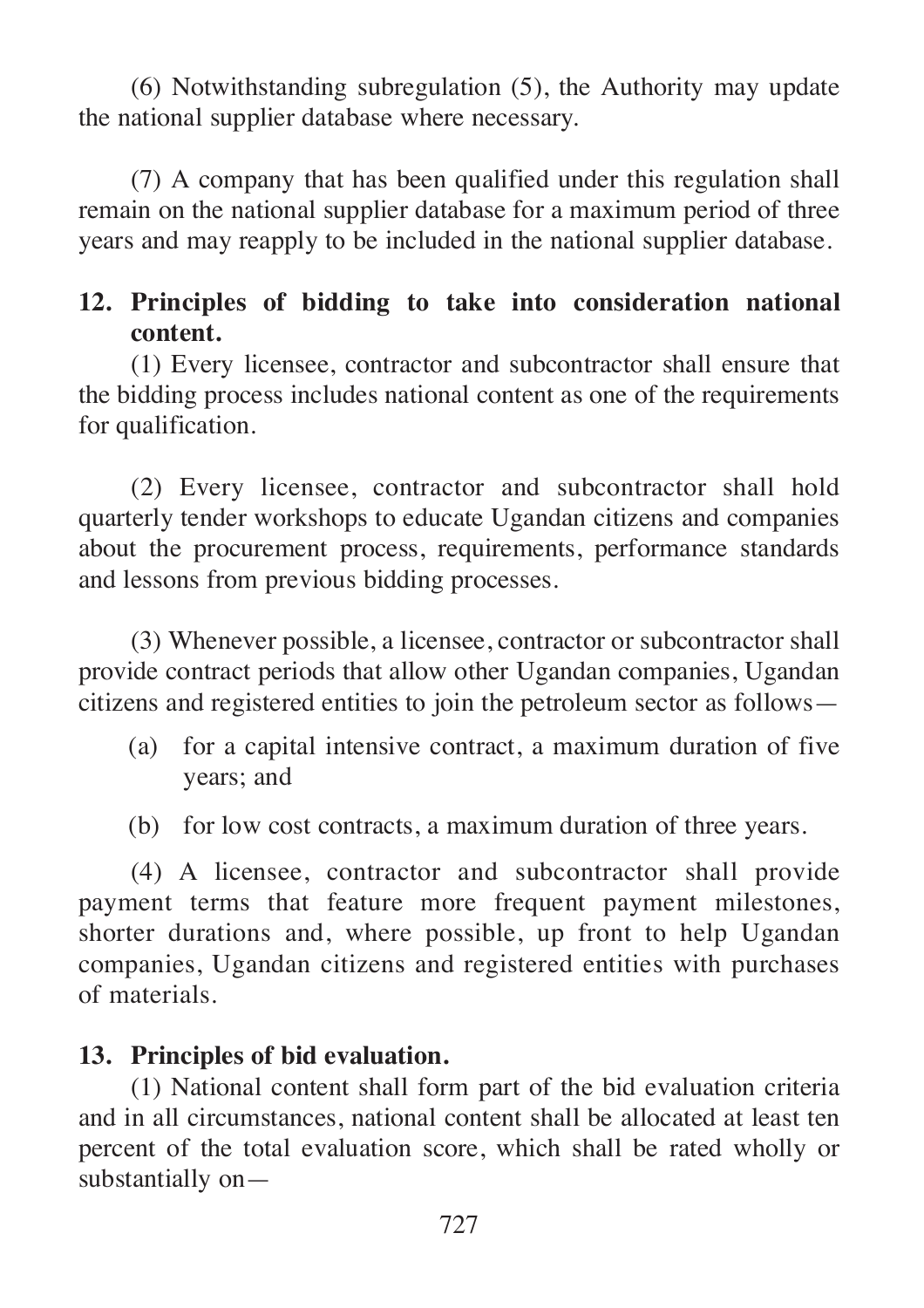(6) Notwithstanding subregulation (5), the Authority may update the national supplier database where necessary.

(7) A company that has been qualified under this regulation shall remain on the national supplier database for a maximum period of three years and may reapply to be included in the national supplier database.

### 12. Principles of bidding to take into consideration national content.

(1) Every licensee, contractor and subcontractor shall ensure that the bidding process includes national content as one of the requirements for qualification.

(2) Every licensee, contractor and subcontractor shall hold quarterly tender workshops to educate Ugandan citizens and companies about the procurement process, requirements, performance standards and lessons from previous bidding processes.

(3) Whenever possible, a licensee, contractor or subcontractor shall provide contract periods that allow other Ugandan companies, Ugandan citizens and registered entities to join the petroleum sector as follows—

(a) for a capital intensive contract, a maximum duration of five years; and

(b) for low cost contracts, a maximum duration of three years.

(4) A licensee, contractor and subcontractor shall provide payment terms that feature more frequent payment milestones, shorter durations and, where possible, up front to help Ugandan companies, Ugandan citizens and registered entities with purchases of materials.

### 13. Principles of bid evaluation.

(1) National content shall form part of the bid evaluation criteria and in all circumstances, national content shall be allocated at least ten percent of the total evaluation score, which shall be rated wholly or substantially on—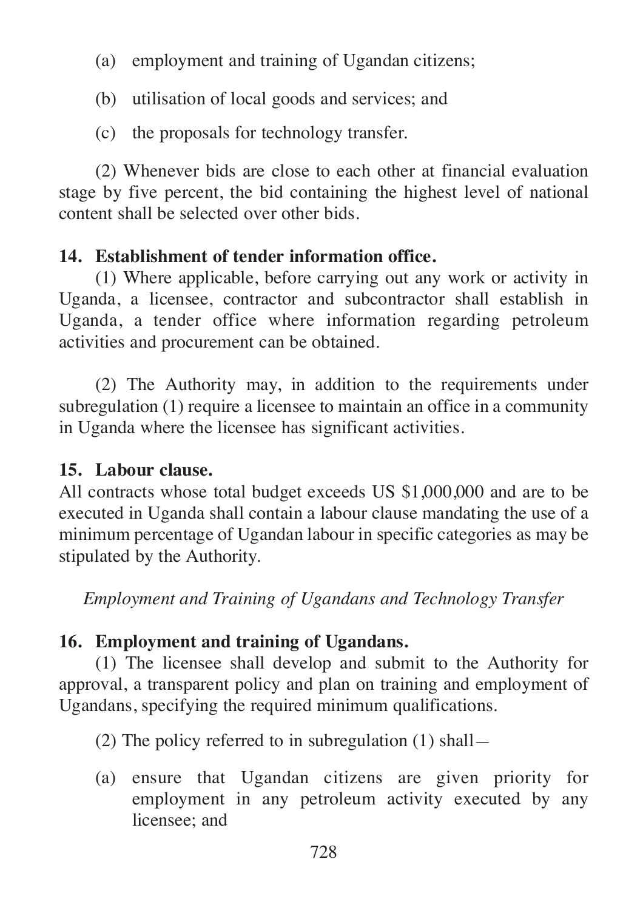(a) employment and training of Ugandan citizens;

(b) utilisation of local goods and services; and

(c) the proposals for technology transfer.

(2) Whenever bids are close to each other at financial evaluation stage by five percent, the bid containing the highest level of national content shall be selected over other bids.

**14. Establishment of tender information office.**

(1) Where applicable, before carrying out any work or activity in Uganda, a licensee, contractor and subcontractor shall establish in Uganda, a tender office where information regarding petroleum activities and procurement can be obtained.

(2) The Authority may, in addition to the requirements under subregulation (1) require a licensee to maintain an office in a community in Uganda where the licensee has significant activities.

**15. Labour clause.**

All contracts whose total budget exceeds US $1,000,000 and are to be executed in Uganda shall contain a labour clause mandating the use of a minimum percentage of Ugandan labour in specific categories as may be stipulated by the Authority.

*Employment and Training of Ugandans and Technology Transfer*

**16. Employment and training of Ugandans.**

(1) The licensee shall develop and submit to the Authority for approval, a transparent policy and plan on training and employment of Ugandans, specifying the required minimum qualifications.

(2) The policy referred to in subregulation (1) shall—

(a) ensure that Ugandan citizens are given priority for employment in any petroleum activity executed by any licensee; and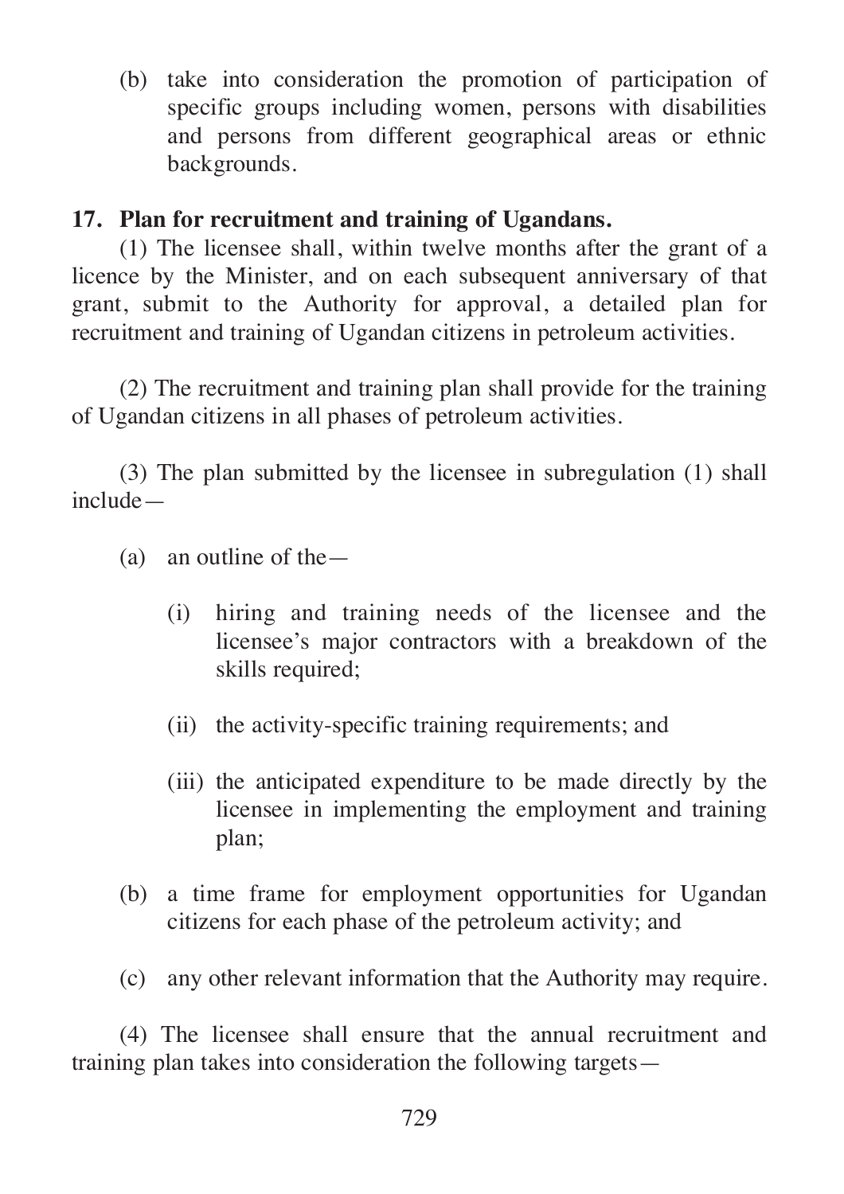(b) take into consideration the promotion of participation of specific groups including women, persons with disabilities and persons from different geographical areas or ethnic backgrounds.

**17. Plan for recruitment and training of Ugandans.**

(1) The licensee shall, within twelve months after the grant of a licence by the Minister, and on each subsequent anniversary of that grant, submit to the Authority for approval, a detailed plan for recruitment and training of Ugandan citizens in petroleum activities.

(2) The recruitment and training plan shall provide for the training of Ugandan citizens in all phases of petroleum activities.

(3) The plan submitted by the licensee in subregulation (1) shall include—

- (a) an outline of the—
  - (i) hiring and training needs of the licensee and the licensee's major contractors with a breakdown of the skills required;
  - (ii) the activity-specific training requirements; and
  - (iii) the anticipated expenditure to be made directly by the licensee in implementing the employment and training plan;
- (b) a time frame for employment opportunities for Ugandan citizens for each phase of the petroleum activity; and
- (c) any other relevant information that the Authority may require.

(4) The licensee shall ensure that the annual recruitment and training plan takes into consideration the following targets—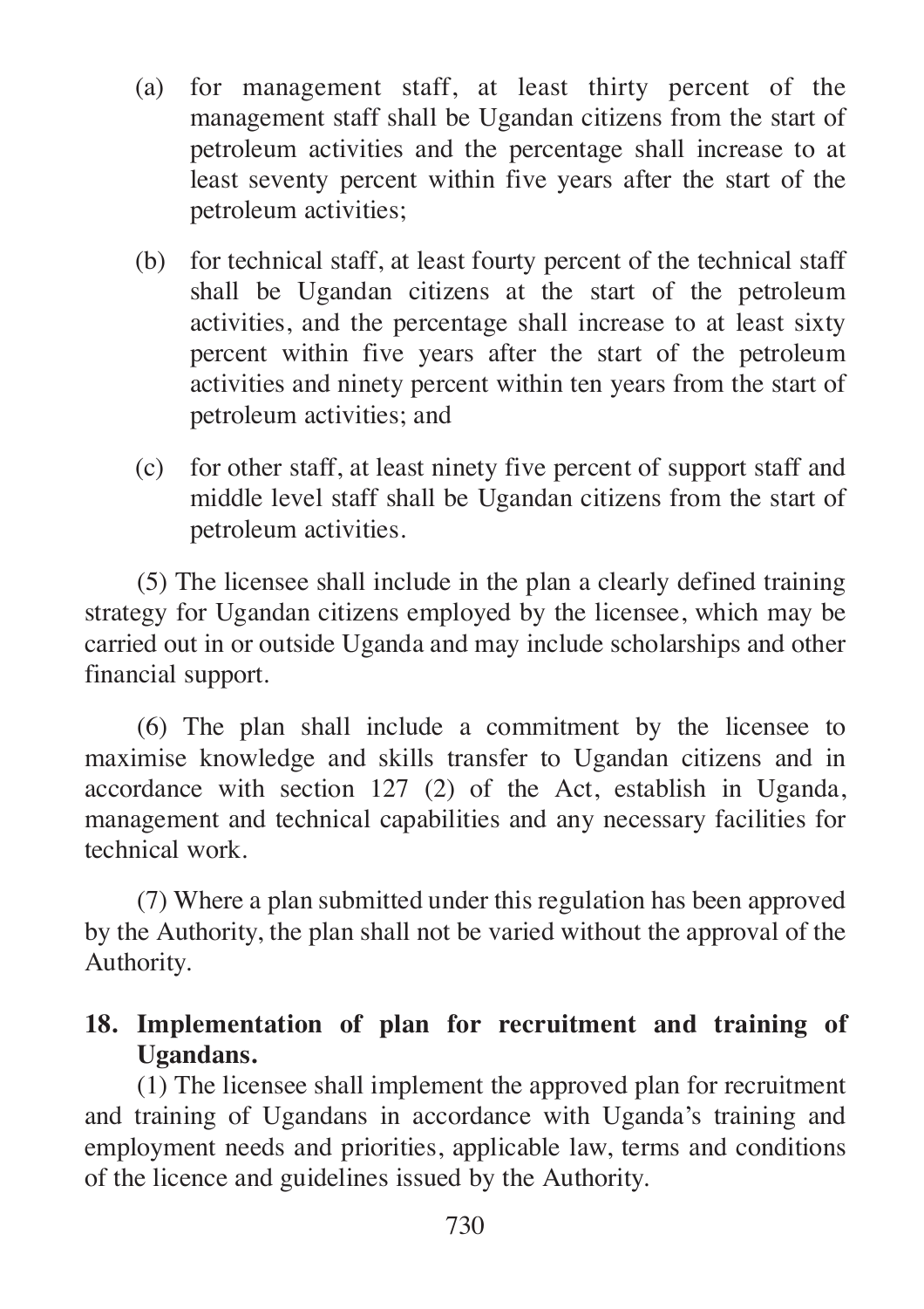(a) for management staff, at least thirty percent of the management staff shall be Ugandan citizens from the start of petroleum activities and the percentage shall increase to at least seventy percent within five years after the start of the petroleum activities;

(b) for technical staff, at least fourty percent of the technical staff shall be Ugandan citizens at the start of the petroleum activities, and the percentage shall increase to at least sixty percent within five years after the start of the petroleum activities and ninety percent within ten years from the start of petroleum activities; and

(c) for other staff, at least ninety five percent of support staff and middle level staff shall be Ugandan citizens from the start of petroleum activities.

(5) The licensee shall include in the plan a clearly defined training strategy for Ugandan citizens employed by the licensee, which may be carried out in or outside Uganda and may include scholarships and other financial support.

(6) The plan shall include a commitment by the licensee to maximise knowledge and skills transfer to Ugandan citizens and in accordance with section 127 (2) of the Act, establish in Uganda, management and technical capabilities and any necessary facilities for technical work.

(7) Where a plan submitted under this regulation has been approved by the Authority, the plan shall not be varied without the approval of the Authority.

**18. Implementation of plan for recruitment and training of Ugandans.**

(1) The licensee shall implement the approved plan for recruitment and training of Ugandans in accordance with Uganda's training and employment needs and priorities, applicable law, terms and conditions of the licence and guidelines issued by the Authority.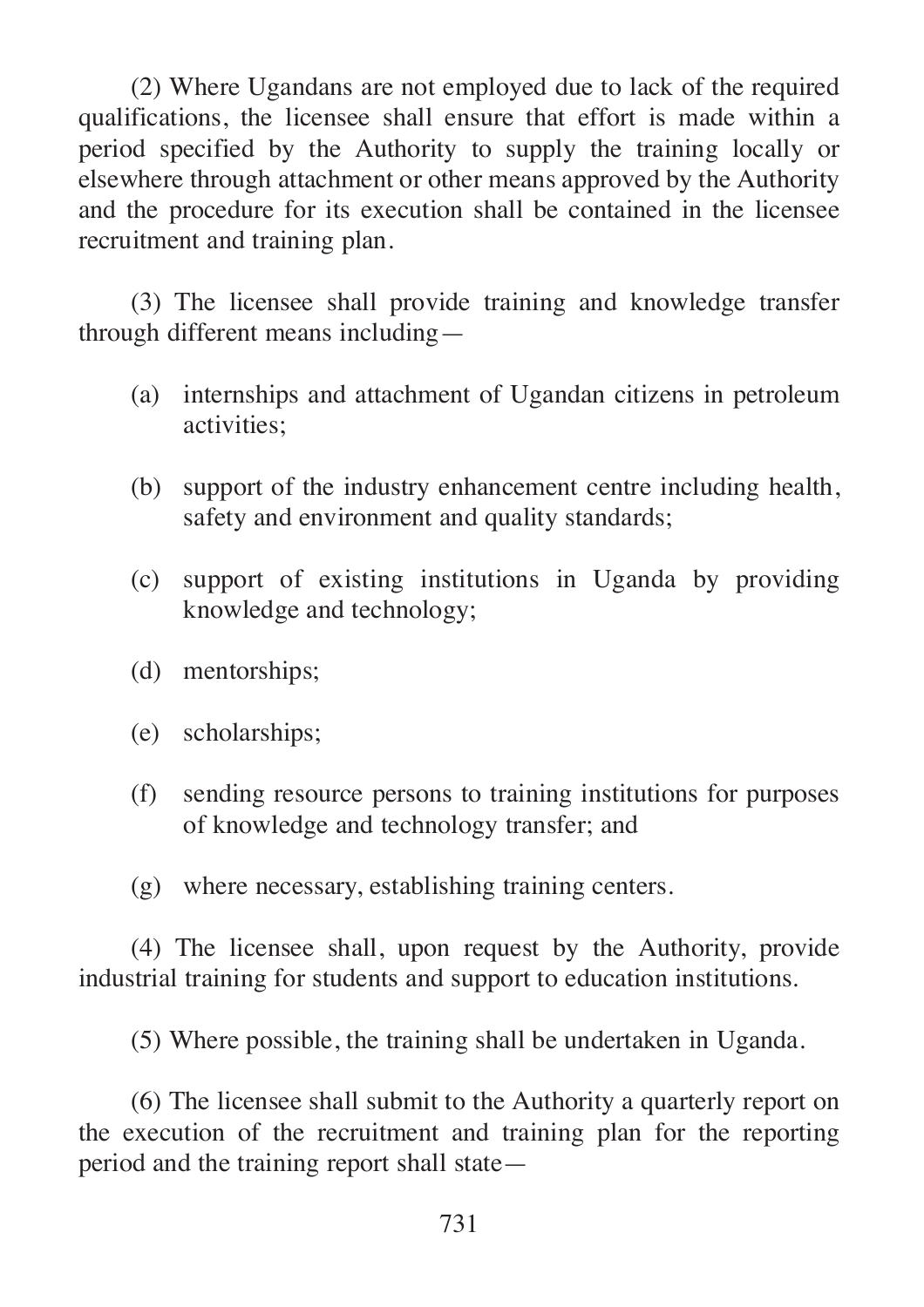(2) Where Ugandans are not employed due to lack of the required qualifications, the licensee shall ensure that effort is made within a period specified by the Authority to supply the training locally or elsewhere through attachment or other means approved by the Authority and the procedure for its execution shall be contained in the licensee recruitment and training plan.

(3) The licensee shall provide training and knowledge transfer through different means including—

- (a) internships and attachment of Ugandan citizens in petroleum activities;
- (b) support of the industry enhancement centre including health, safety and environment and quality standards;
- (c) support of existing institutions in Uganda by providing knowledge and technology;
- (d) mentorships;
- (e) scholarships;
- (f) sending resource persons to training institutions for purposes of knowledge and technology transfer; and
- (g) where necessary, establishing training centers.

(4) The licensee shall, upon request by the Authority, provide industrial training for students and support to education institutions.

(5) Where possible, the training shall be undertaken in Uganda.

(6) The licensee shall submit to the Authority a quarterly report on the execution of the recruitment and training plan for the reporting period and the training report shall state—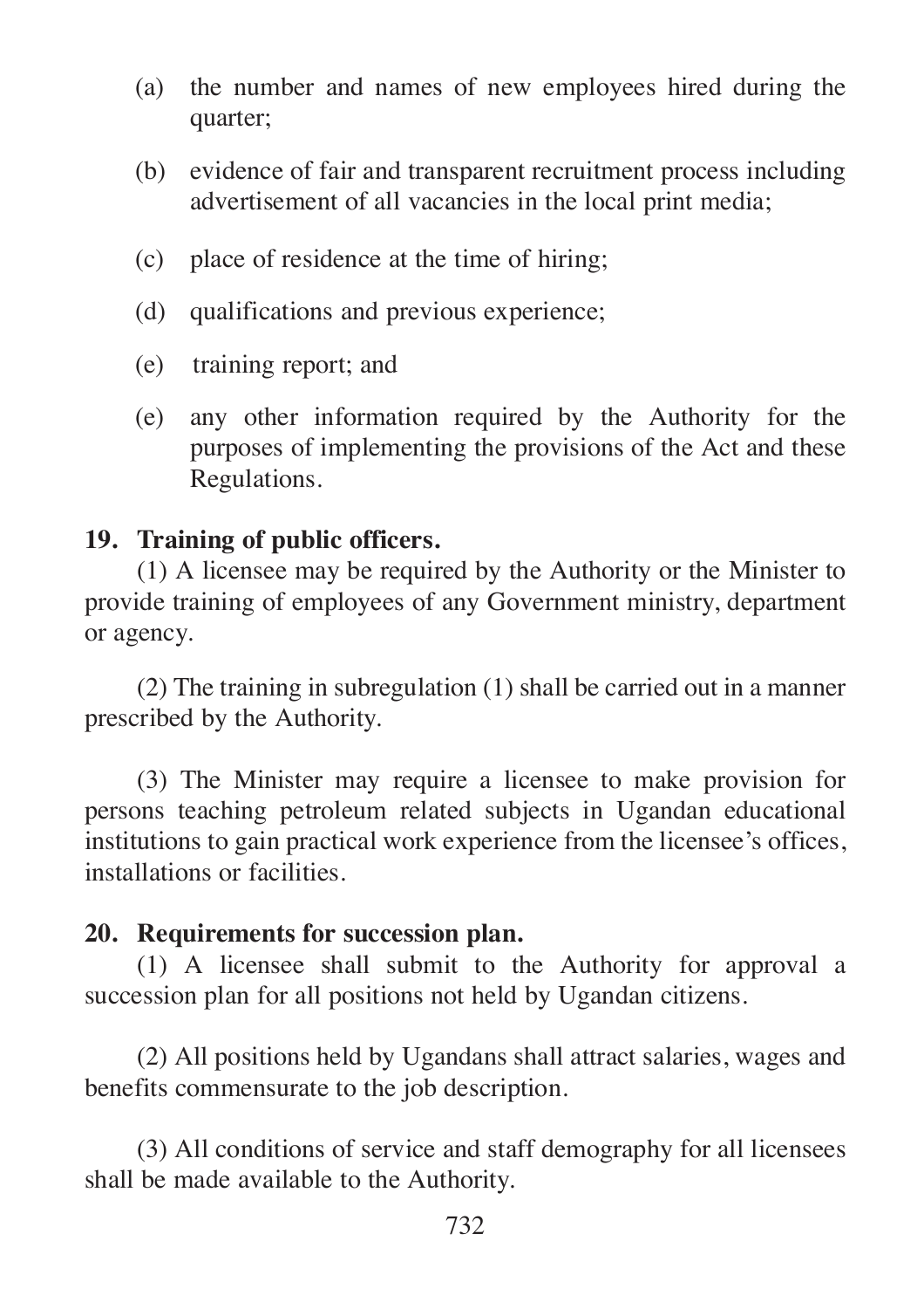(a) the number and names of new employees hired during the quarter;

(b) evidence of fair and transparent recruitment process including advertisement of all vacancies in the local print media;

(c) place of residence at the time of hiring;

(d) qualifications and previous experience;

(e) training report; and

(e) any other information required by the Authority for the purposes of implementing the provisions of the Act and these Regulations.

**19. Training of public officers.**

(1) A licensee may be required by the Authority or the Minister to provide training of employees of any Government ministry, department or agency.

(2) The training in subregulation (1) shall be carried out in a manner prescribed by the Authority.

(3) The Minister may require a licensee to make provision for persons teaching petroleum related subjects in Ugandan educational institutions to gain practical work experience from the licensee's offices, installations or facilities.

**20. Requirements for succession plan.**

(1) A licensee shall submit to the Authority for approval a succession plan for all positions not held by Ugandan citizens.

(2) All positions held by Ugandans shall attract salaries, wages and benefits commensurate to the job description.

(3) All conditions of service and staff demography for all licensees shall be made available to the Authority.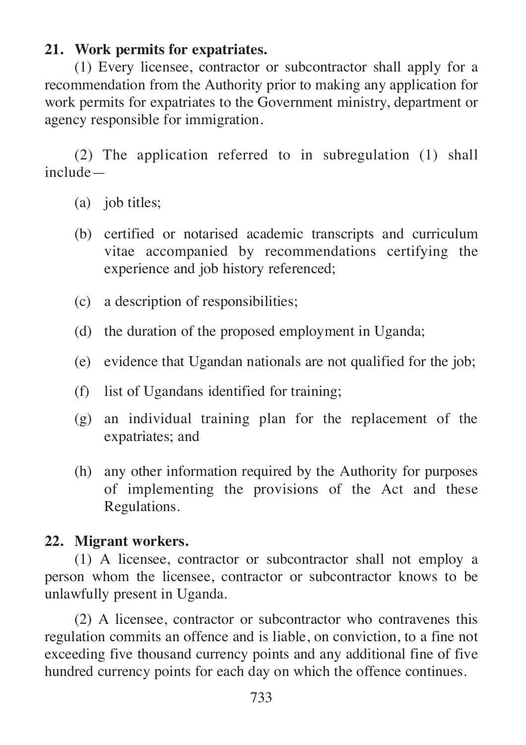**21. Work permits for expatriates.**

(1) Every licensee, contractor or subcontractor shall apply for a recommendation from the Authority prior to making any application for work permits for expatriates to the Government ministry, department or agency responsible for immigration.

(2) The application referred to in subregulation (1) shall include—

- (a) job titles;
- (b) certified or notarised academic transcripts and curriculum vitae accompanied by recommendations certifying the experience and job history referenced;
- (c) a description of responsibilities;
- (d) the duration of the proposed employment in Uganda;
- (e) evidence that Ugandan nationals are not qualified for the job;
- (f) list of Ugandans identified for training;
- (g) an individual training plan for the replacement of the expatriates; and
- (h) any other information required by the Authority for purposes of implementing the provisions of the Act and these Regulations.

**22. Migrant workers.**

(1) A licensee, contractor or subcontractor shall not employ a person whom the licensee, contractor or subcontractor knows to be unlawfully present in Uganda.

(2) A licensee, contractor or subcontractor who contravenes this regulation commits an offence and is liable, on conviction, to a fine not exceeding five thousand currency points and any additional fine of five hundred currency points for each day on which the offence continues.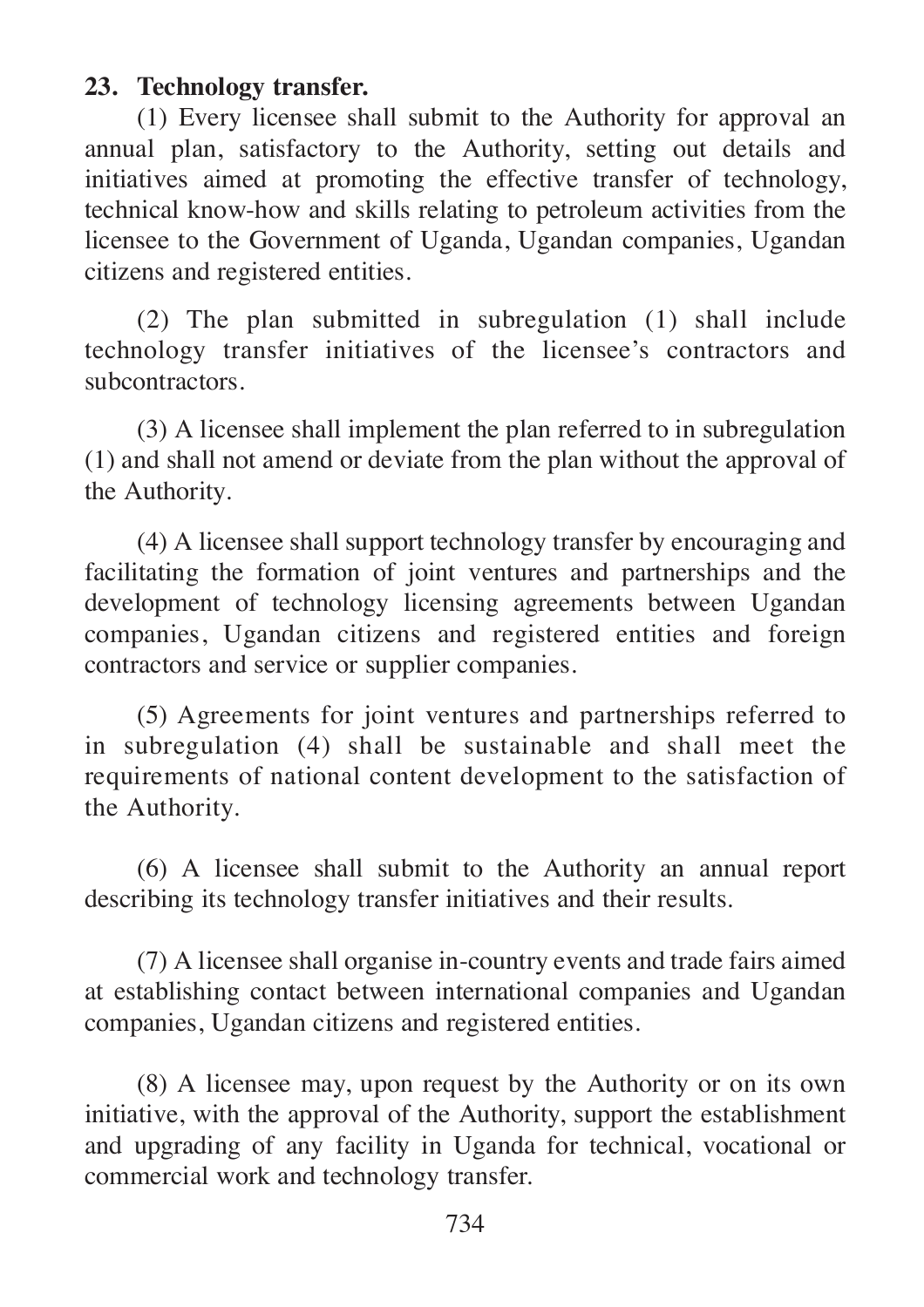**23. Technology transfer.**

(1) Every licensee shall submit to the Authority for approval an annual plan, satisfactory to the Authority, setting out details and initiatives aimed at promoting the effective transfer of technology, technical know-how and skills relating to petroleum activities from the licensee to the Government of Uganda, Ugandan companies, Ugandan citizens and registered entities.

(2) The plan submitted in subregulation (1) shall include technology transfer initiatives of the licensee's contractors and subcontractors.

(3) A licensee shall implement the plan referred to in subregulation (1) and shall not amend or deviate from the plan without the approval of the Authority.

(4) A licensee shall support technology transfer by encouraging and facilitating the formation of joint ventures and partnerships and the development of technology licensing agreements between Ugandan companies, Ugandan citizens and registered entities and foreign contractors and service or supplier companies.

(5) Agreements for joint ventures and partnerships referred to in subregulation (4) shall be sustainable and shall meet the requirements of national content development to the satisfaction of the Authority.

(6) A licensee shall submit to the Authority an annual report describing its technology transfer initiatives and their results.

(7) A licensee shall organise in-country events and trade fairs aimed at establishing contact between international companies and Ugandan companies, Ugandan citizens and registered entities.

(8) A licensee may, upon request by the Authority or on its own initiative, with the approval of the Authority, support the establishment and upgrading of any facility in Uganda for technical, vocational or commercial work and technology transfer.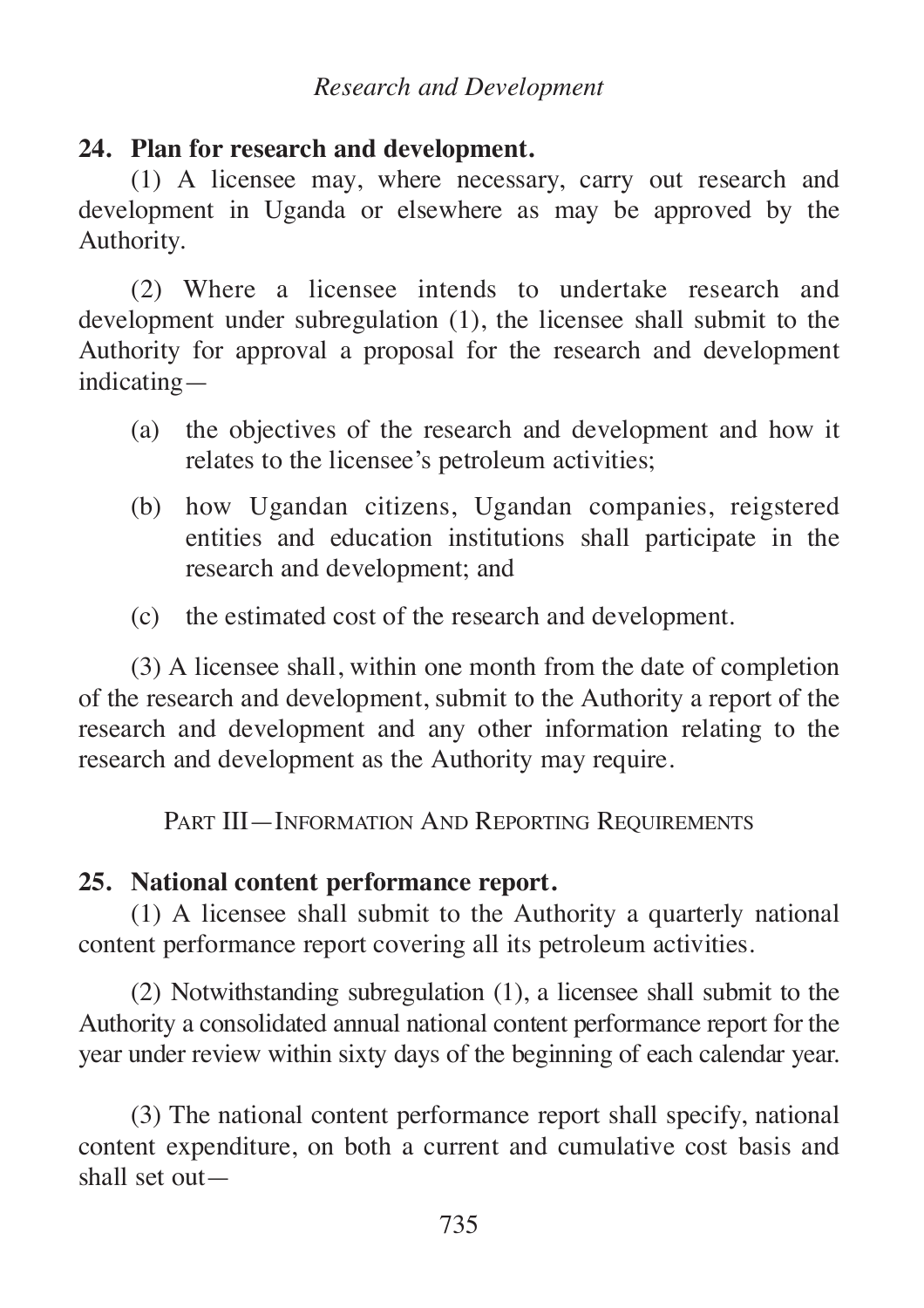*Research and Development*

**24. Plan for research and development.**

(1) A licensee may, where necessary, carry out research and development in Uganda or elsewhere as may be approved by the Authority.

(2) Where a licensee intends to undertake research and development under subregulation (1), the licensee shall submit to the Authority for approval a proposal for the research and development indicating—

(a) the objectives of the research and development and how it relates to the licensee's petroleum activities;

(b) how Ugandan citizens, Ugandan companies, reigstered entities and education institutions shall participate in the research and development; and

(c) the estimated cost of the research and development.

(3) A licensee shall, within one month from the date of completion of the research and development, submit to the Authority a report of the research and development and any other information relating to the research and development as the Authority may require.

PART III—INFORMATION AND REPORTING REQUIREMENTS

**25. National content performance report.**

(1) A licensee shall submit to the Authority a quarterly national content performance report covering all its petroleum activities.

(2) Notwithstanding subregulation (1), a licensee shall submit to the Authority a consolidated annual national content performance report for the year under review within sixty days of the beginning of each calendar year.

(3) The national content performance report shall specify, national content expenditure, on both a current and cumulative cost basis and shall set out—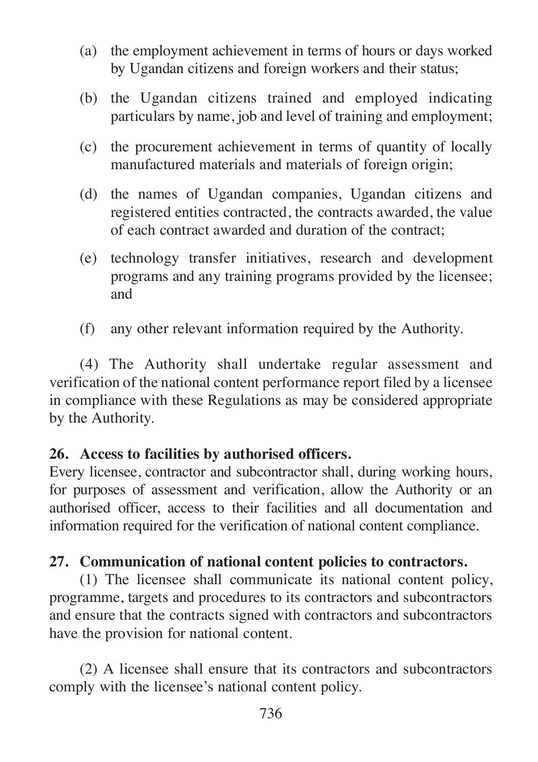(a) the employment achievement in terms of hours or days worked by Ugandan citizens and foreign workers and their status;

(b) the Ugandan citizens trained and employed indicating particulars by name, job and level of training and employment;

(c) the procurement achievement in terms of quantity of locally manufactured materials and materials of foreign origin;

(d) the names of Ugandan companies, Ugandan citizens and registered entities contracted, the contracts awarded, the value of each contract awarded and duration of the contract;

(e) technology transfer initiatives, research and development programs and any training programs provided by the licensee; and

(f) any other relevant information required by the Authority.

(4) The Authority shall undertake regular assessment and verification of the national content performance report filed by a licensee in compliance with these Regulations as may be considered appropriate by the Authority.

**26. Access to facilities by authorised officers.**

Every licensee, contractor and subcontractor shall, during working hours, for purposes of assessment and verification, allow the Authority or an authorised officer, access to their facilities and all documentation and information required for the verification of national content compliance.

**27. Communication of national content policies to contractors.**

(1) The licensee shall communicate its national content policy, programme, targets and procedures to its contractors and subcontractors and ensure that the contracts signed with contractors and subcontractors have the provision for national content.

(2) A licensee shall ensure that its contractors and subcontractors comply with the licensee's national content policy.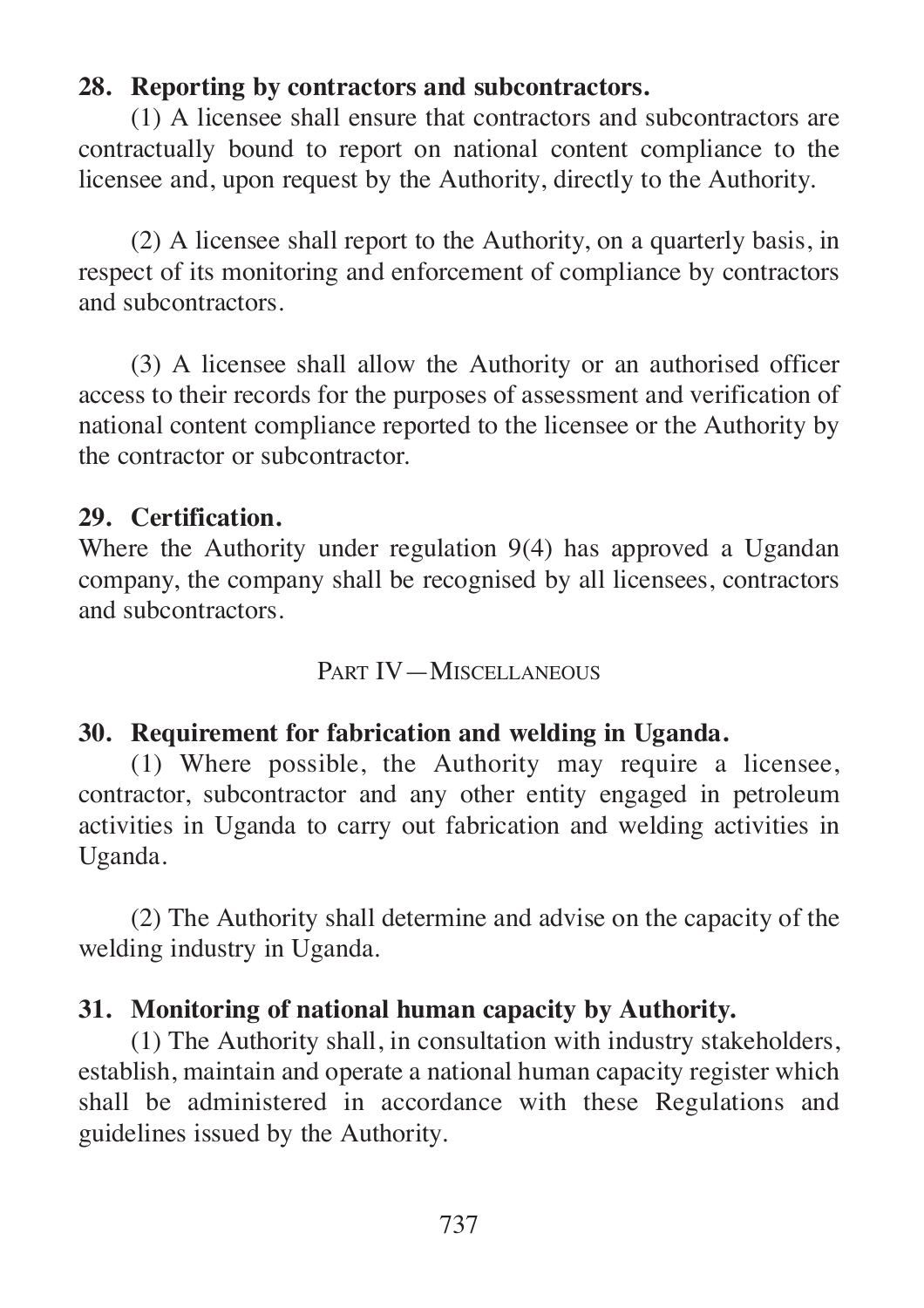**28. Reporting by contractors and subcontractors.**

(1) A licensee shall ensure that contractors and subcontractors are contractually bound to report on national content compliance to the licensee and, upon request by the Authority, directly to the Authority.

(2) A licensee shall report to the Authority, on a quarterly basis, in respect of its monitoring and enforcement of compliance by contractors and subcontractors.

(3) A licensee shall allow the Authority or an authorised officer access to their records for the purposes of assessment and verification of national content compliance reported to the licensee or the Authority by the contractor or subcontractor.

**29. Certification.**

Where the Authority under regulation 9(4) has approved a Ugandan company, the company shall be recognised by all licensees, contractors and subcontractors.

PART IV—MISCELLANEOUS

**30. Requirement for fabrication and welding in Uganda.**

(1) Where possible, the Authority may require a licensee, contractor, subcontractor and any other entity engaged in petroleum activities in Uganda to carry out fabrication and welding activities in Uganda.

(2) The Authority shall determine and advise on the capacity of the welding industry in Uganda.

**31. Monitoring of national human capacity by Authority.**

(1) The Authority shall, in consultation with industry stakeholders, establish, maintain and operate a national human capacity register which shall be administered in accordance with these Regulations and guidelines issued by the Authority.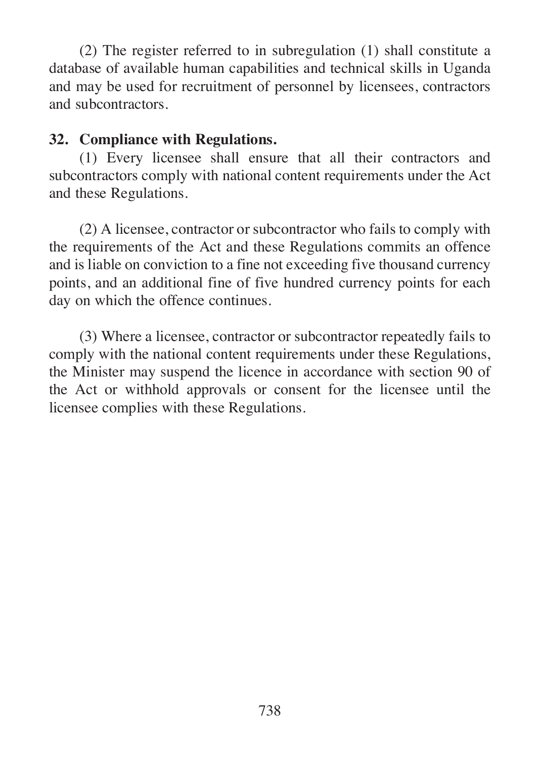(2) The register referred to in subregulation (1) shall constitute a database of available human capabilities and technical skills in Uganda and may be used for recruitment of personnel by licensees, contractors and subcontractors.

**32. Compliance with Regulations.**

(1) Every licensee shall ensure that all their contractors and subcontractors comply with national content requirements under the Act and these Regulations.

(2) A licensee, contractor or subcontractor who fails to comply with the requirements of the Act and these Regulations commits an offence and is liable on conviction to a fine not exceeding five thousand currency points, and an additional fine of five hundred currency points for each day on which the offence continues.

(3) Where a licensee, contractor or subcontractor repeatedly fails to comply with the national content requirements under these Regulations, the Minister may suspend the licence in accordance with section 90 of the Act or withhold approvals or consent for the licensee until the licensee complies with these Regulations.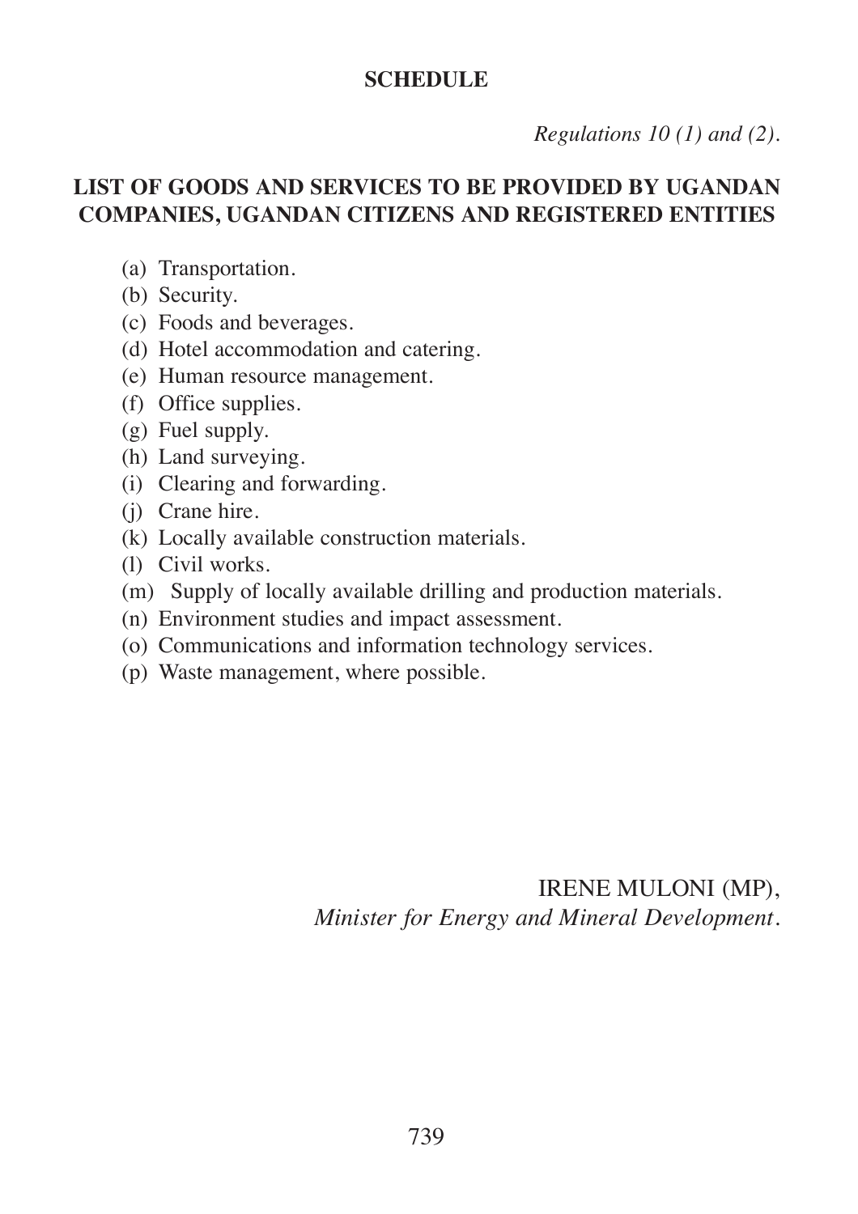## SCHEDULE

*Regulations 10 (1) and (2).*

### LIST OF GOODS AND SERVICES TO BE PROVIDED BY UGANDAN COMPANIES, UGANDAN CITIZENS AND REGISTERED ENTITIES

(a) Transportation.
(b) Security.
(c) Foods and beverages.
(d) Hotel accommodation and catering.
(e) Human resource management.
(f) Office supplies.
(g) Fuel supply.
(h) Land surveying.
(i) Clearing and forwarding.
(j) Crane hire.
(k) Locally available construction materials.
(l) Civil works.
(m) Supply of locally available drilling and production materials.
(n) Environment studies and impact assessment.
(o) Communications and information technology services.
(p) Waste management, where possible.

IRENE MULONI (MP),
*Minister for Energy and Mineral Development.*